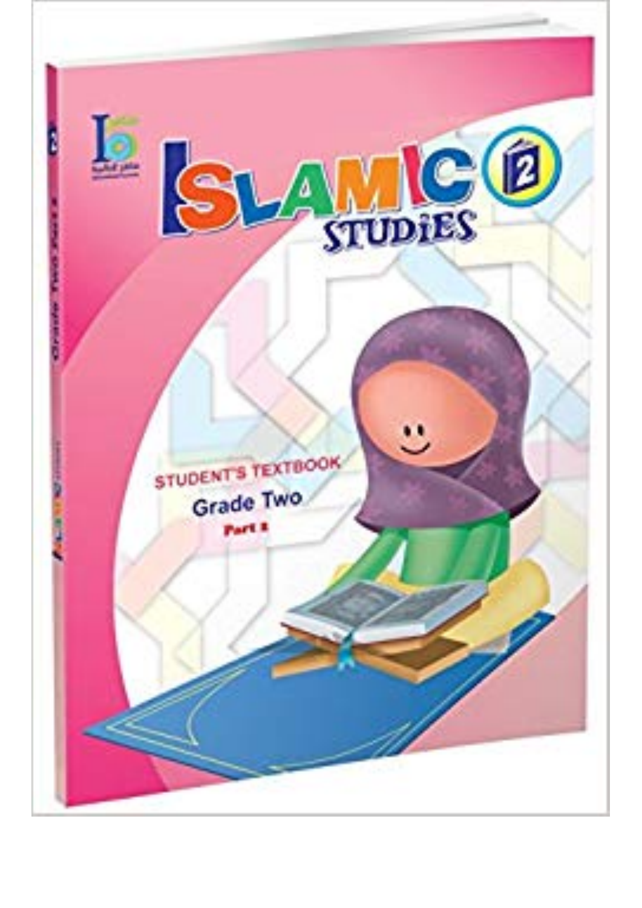# ISLAMIC STUDIES 2

STUDENT'S TEXTBOOK

Grade Two

Part 2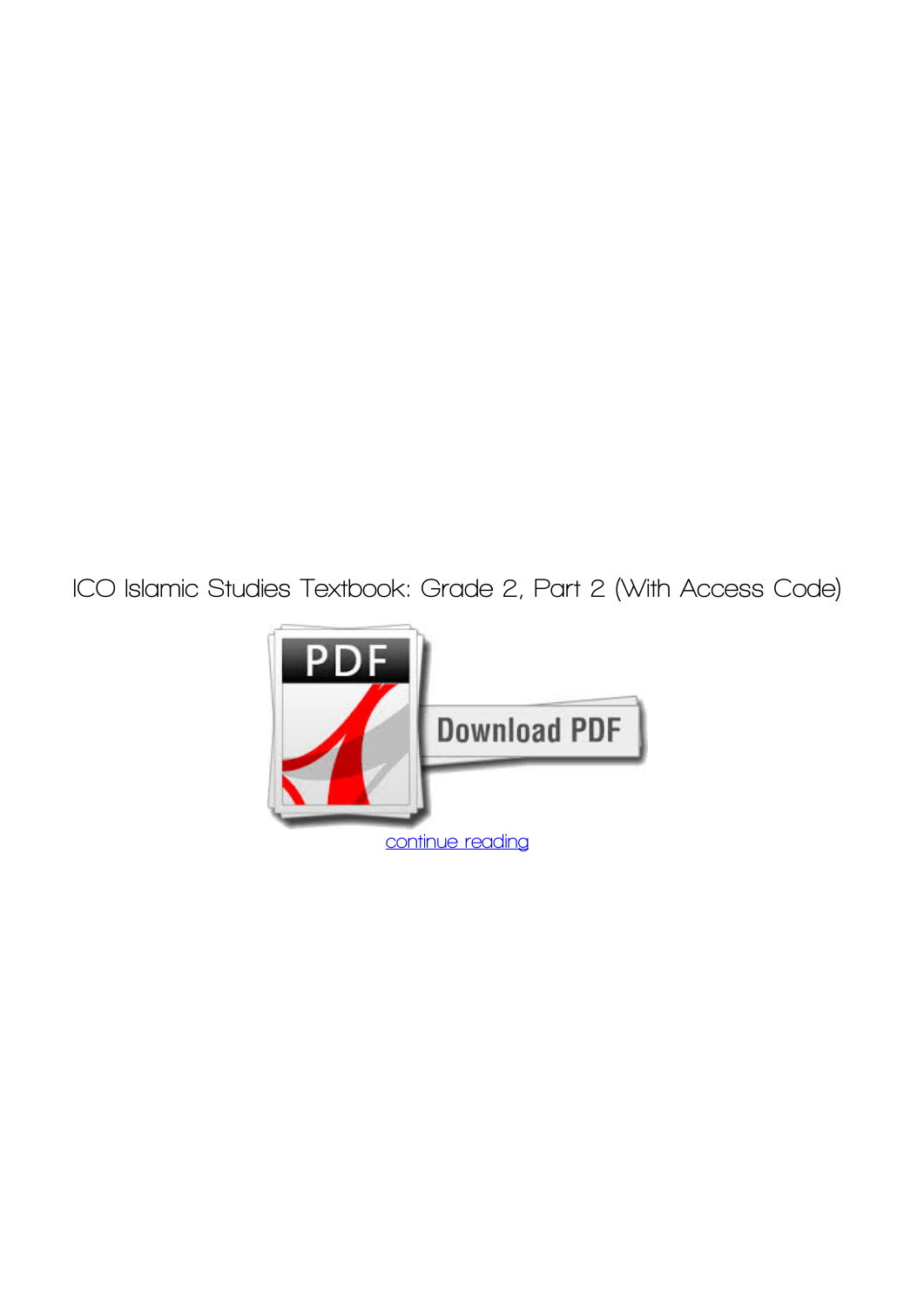ICO Islamic Studies Textbook: Grade 2, Part 2 (With Access Code)

Download PDF

continue reading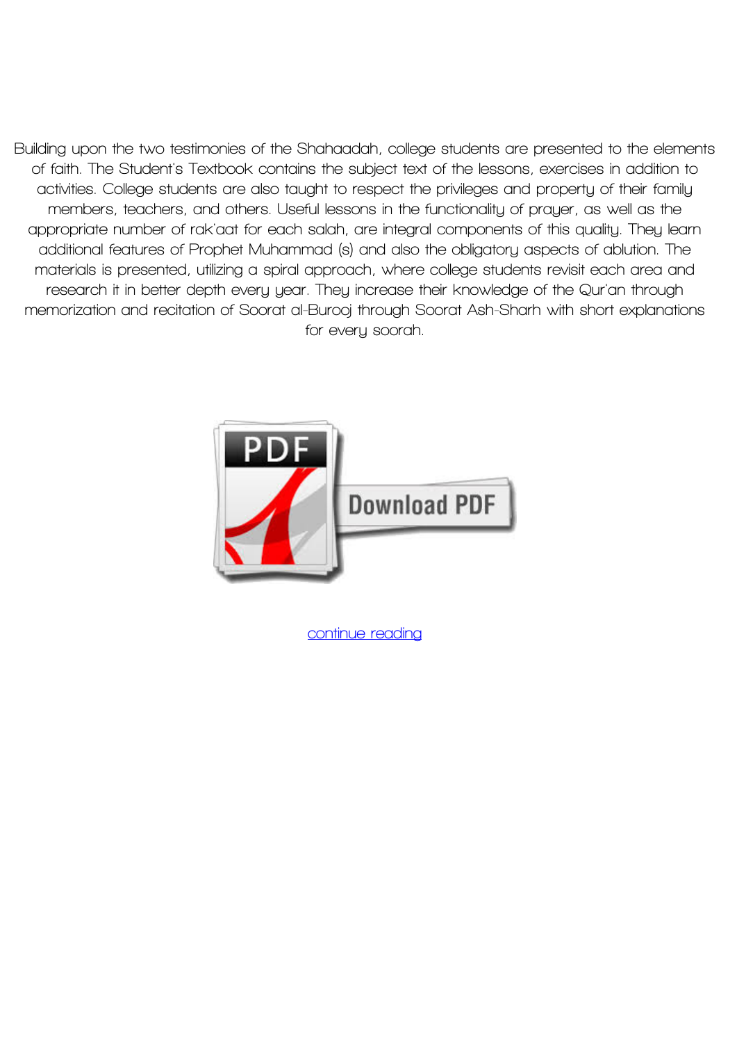Building upon the two testimonies of the Shahaadah, college students are presented to the elements of faith. The Student's Textbook contains the subject text of the lessons, exercises in addition to activities. College students are also taught to respect the privileges and property of their family members, teachers, and others. Useful lessons in the functionality of prayer, as well as the appropriate number of rak'aat for each salah, are integral components of this quality. They learn additional features of Prophet Muhammad (s) and also the obligatory aspects of ablution. The materials is presented, utilizing a spiral approach, where college students revisit each area and research it in better depth every year. They increase their knowledge of the Qur'an through memorization and recitation of Soorat al-Burooj through Soorat Ash-Sharh with short explanations for every soorah.

continue reading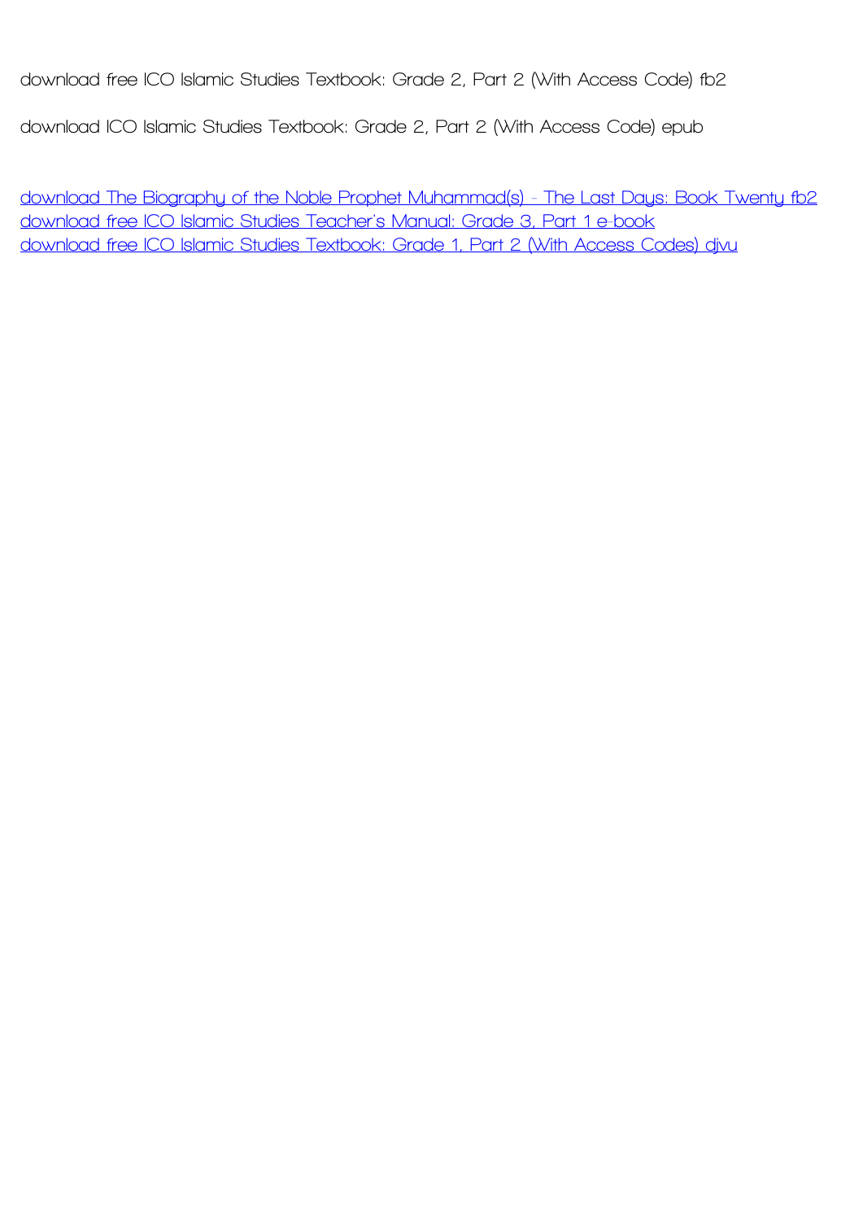download free ICO Islamic Studies Textbook: Grade 2, Part 2 (With Access Code) fb2

download ICO Islamic Studies Textbook: Grade 2, Part 2 (With Access Code) epub

download The Biography of the Noble Prophet Muhammad(s) - The Last Days: Book Twenty fb2
download free ICO Islamic Studies Teacher's Manual: Grade 3, Part 1 e-book
download free ICO Islamic Studies Textbook: Grade 1, Part 2 (With Access Codes) djvu